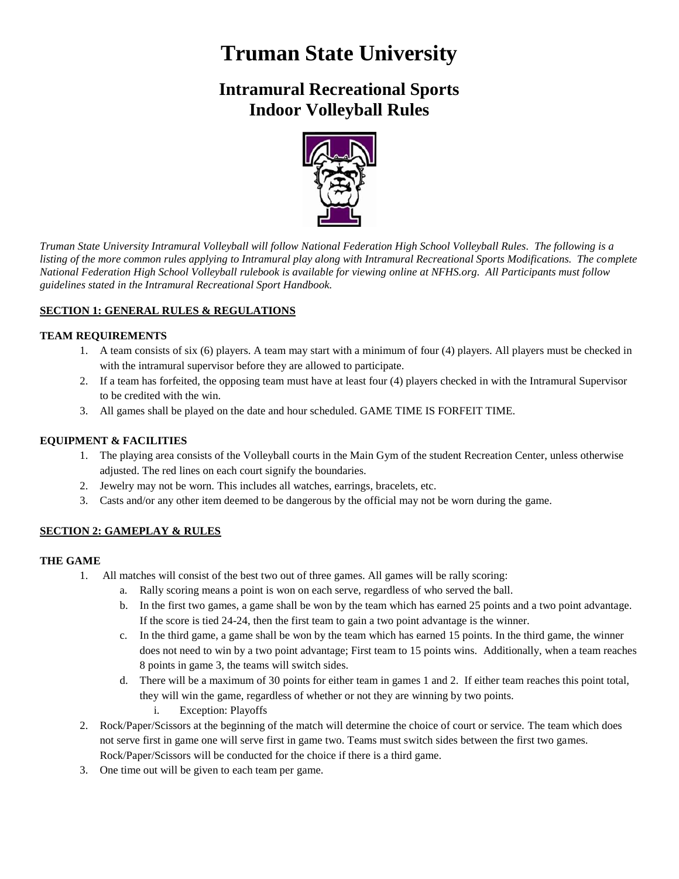# Truman State University

## Intramural Recreational Sports
## Indoor Volleyball Rules

*Truman State University Intramural Volleyball will follow National Federation High School Volleyball Rules. The following is a listing of the more common rules applying to Intramural play along with Intramural Recreational Sports Modifications. The complete National Federation High School Volleyball rulebook is available for viewing online at NFHS.org. All Participants must follow guidelines stated in the Intramural Recreational Sport Handbook.*

### SECTION 1: GENERAL RULES & REGULATIONS

#### TEAM REQUIREMENTS

1. A team consists of six (6) players. A team may start with a minimum of four (4) players. All players must be checked in with the intramural supervisor before they are allowed to participate.
2. If a team has forfeited, the opposing team must have at least four (4) players checked in with the Intramural Supervisor to be credited with the win.
3. All games shall be played on the date and hour scheduled. GAME TIME IS FORFEIT TIME.

#### EQUIPMENT & FACILITIES

1. The playing area consists of the Volleyball courts in the Main Gym of the student Recreation Center, unless otherwise adjusted. The red lines on each court signify the boundaries.
2. Jewelry may not be worn. This includes all watches, earrings, bracelets, etc.
3. Casts and/or any other item deemed to be dangerous by the official may not be worn during the game.

### SECTION 2: GAMEPLAY & RULES

#### THE GAME

1. All matches will consist of the best two out of three games. All games will be rally scoring:
   a. Rally scoring means a point is won on each serve, regardless of who served the ball.
   b. In the first two games, a game shall be won by the team which has earned 25 points and a two point advantage. If the score is tied 24-24, then the first team to gain a two point advantage is the winner.
   c. In the third game, a game shall be won by the team which has earned 15 points. In the third game, the winner does not need to win by a two point advantage; First team to 15 points wins. Additionally, when a team reaches 8 points in game 3, the teams will switch sides.
   d. There will be a maximum of 30 points for either team in games 1 and 2. If either team reaches this point total, they will win the game, regardless of whether or not they are winning by two points.
      i. Exception: Playoffs
2. Rock/Paper/Scissors at the beginning of the match will determine the choice of court or service. The team which does not serve first in game one will serve first in game two. Teams must switch sides between the first two games. Rock/Paper/Scissors will be conducted for the choice if there is a third game.
3. One time out will be given to each team per game.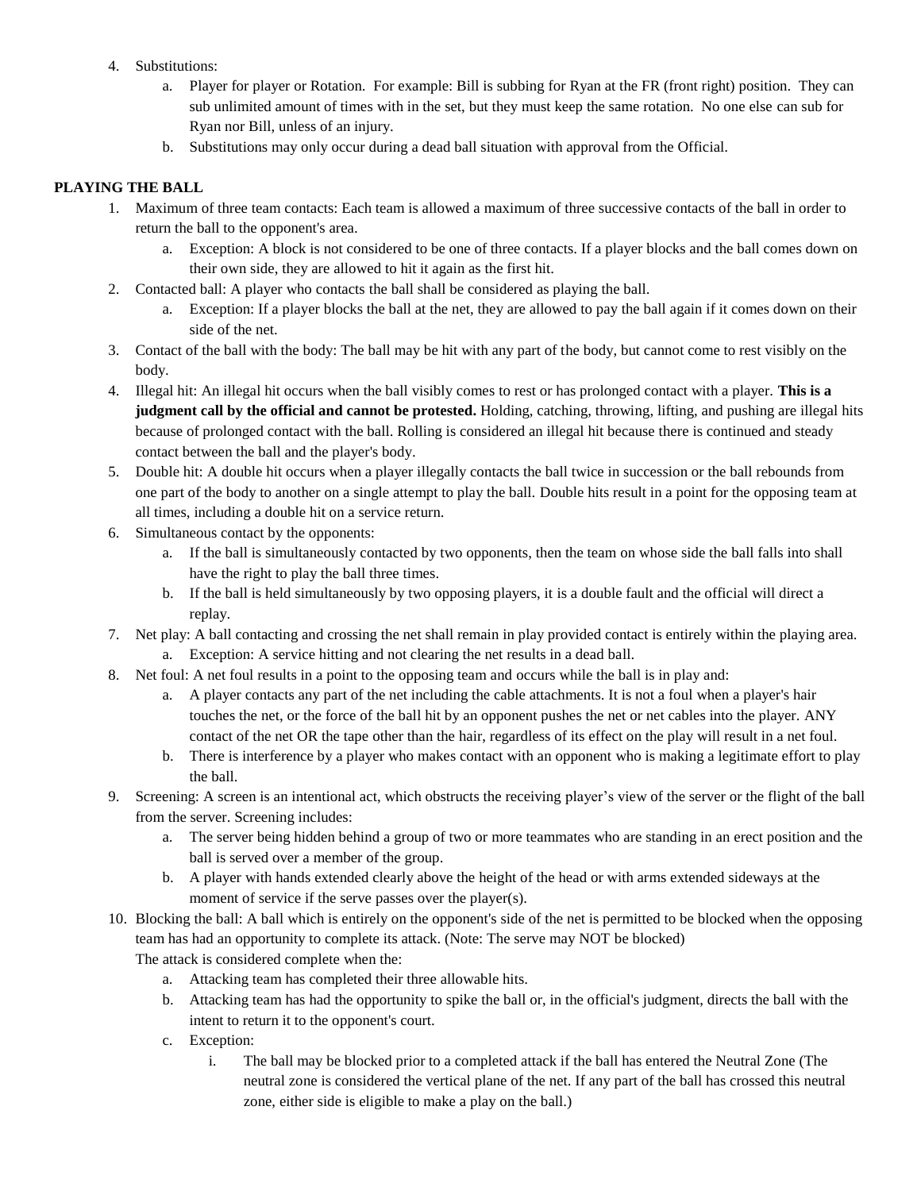4. Substitutions:
    a. Player for player or Rotation. For example: Bill is subbing for Ryan at the FR (front right) position. They can sub unlimited amount of times with in the set, but they must keep the same rotation. No one else can sub for Ryan nor Bill, unless of an injury.
    b. Substitutions may only occur during a dead ball situation with approval from the Official.

**PLAYING THE BALL**

1. Maximum of three team contacts: Each team is allowed a maximum of three successive contacts of the ball in order to return the ball to the opponent's area.
    a. Exception: A block is not considered to be one of three contacts. If a player blocks and the ball comes down on their own side, they are allowed to hit it again as the first hit.
2. Contacted ball: A player who contacts the ball shall be considered as playing the ball.
    a. Exception: If a player blocks the ball at the net, they are allowed to pay the ball again if it comes down on their side of the net.
3. Contact of the ball with the body: The ball may be hit with any part of the body, but cannot come to rest visibly on the body.
4. Illegal hit: An illegal hit occurs when the ball visibly comes to rest or has prolonged contact with a player. **This is a judgment call by the official and cannot be protested.** Holding, catching, throwing, lifting, and pushing are illegal hits because of prolonged contact with the ball. Rolling is considered an illegal hit because there is continued and steady contact between the ball and the player's body.
5. Double hit: A double hit occurs when a player illegally contacts the ball twice in succession or the ball rebounds from one part of the body to another on a single attempt to play the ball. Double hits result in a point for the opposing team at all times, including a double hit on a service return.
6. Simultaneous contact by the opponents:
    a. If the ball is simultaneously contacted by two opponents, then the team on whose side the ball falls into shall have the right to play the ball three times.
    b. If the ball is held simultaneously by two opposing players, it is a double fault and the official will direct a replay.
7. Net play: A ball contacting and crossing the net shall remain in play provided contact is entirely within the playing area.
    a. Exception: A service hitting and not clearing the net results in a dead ball.
8. Net foul: A net foul results in a point to the opposing team and occurs while the ball is in play and:
    a. A player contacts any part of the net including the cable attachments. It is not a foul when a player's hair touches the net, or the force of the ball hit by an opponent pushes the net or net cables into the player. ANY contact of the net OR the tape other than the hair, regardless of its effect on the play will result in a net foul.
    b. There is interference by a player who makes contact with an opponent who is making a legitimate effort to play the ball.
9. Screening: A screen is an intentional act, which obstructs the receiving player's view of the server or the flight of the ball from the server. Screening includes:
    a. The server being hidden behind a group of two or more teammates who are standing in an erect position and the ball is served over a member of the group.
    b. A player with hands extended clearly above the height of the head or with arms extended sideways at the moment of service if the serve passes over the player(s).
10. Blocking the ball: A ball which is entirely on the opponent's side of the net is permitted to be blocked when the opposing team has had an opportunity to complete its attack. (Note: The serve may NOT be blocked)
    The attack is considered complete when the:
    a. Attacking team has completed their three allowable hits.
    b. Attacking team has had the opportunity to spike the ball or, in the official's judgment, directs the ball with the intent to return it to the opponent's court.
    c. Exception:
        i. The ball may be blocked prior to a completed attack if the ball has entered the Neutral Zone (The neutral zone is considered the vertical plane of the net. If any part of the ball has crossed this neutral zone, either side is eligible to make a play on the ball.)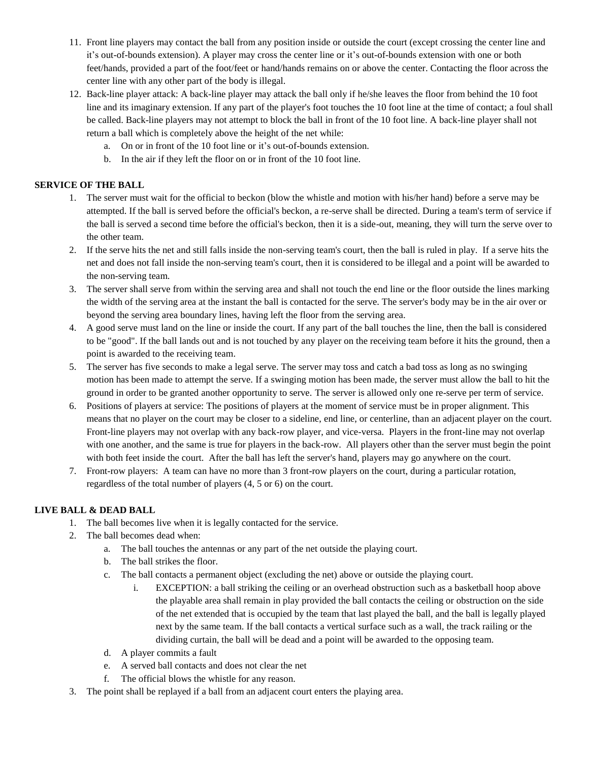11. Front line players may contact the ball from any position inside or outside the court (except crossing the center line and it's out-of-bounds extension). A player may cross the center line or it's out-of-bounds extension with one or both feet/hands, provided a part of the foot/feet or hand/hands remains on or above the center. Contacting the floor across the center line with any other part of the body is illegal.
12. Back-line player attack: A back-line player may attack the ball only if he/she leaves the floor from behind the 10 foot line and its imaginary extension. If any part of the player's foot touches the 10 foot line at the time of contact; a foul shall be called. Back-line players may not attempt to block the ball in front of the 10 foot line. A back-line player shall not return a ball which is completely above the height of the net while:
    a. On or in front of the 10 foot line or it's out-of-bounds extension.
    b. In the air if they left the floor on or in front of the 10 foot line.

**SERVICE OF THE BALL**

1. The server must wait for the official to beckon (blow the whistle and motion with his/her hand) before a serve may be attempted. If the ball is served before the official's beckon, a re-serve shall be directed. During a team's term of service if the ball is served a second time before the official's beckon, then it is a side-out, meaning, they will turn the serve over to the other team.
2. If the serve hits the net and still falls inside the non-serving team's court, then the ball is ruled in play. If a serve hits the net and does not fall inside the non-serving team's court, then it is considered to be illegal and a point will be awarded to the non-serving team.
3. The server shall serve from within the serving area and shall not touch the end line or the floor outside the lines marking the width of the serving area at the instant the ball is contacted for the serve. The server's body may be in the air over or beyond the serving area boundary lines, having left the floor from the serving area.
4. A good serve must land on the line or inside the court. If any part of the ball touches the line, then the ball is considered to be "good". If the ball lands out and is not touched by any player on the receiving team before it hits the ground, then a point is awarded to the receiving team.
5. The server has five seconds to make a legal serve. The server may toss and catch a bad toss as long as no swinging motion has been made to attempt the serve. If a swinging motion has been made, the server must allow the ball to hit the ground in order to be granted another opportunity to serve. The server is allowed only one re-serve per term of service.
6. Positions of players at service: The positions of players at the moment of service must be in proper alignment. This means that no player on the court may be closer to a sideline, end line, or centerline, than an adjacent player on the court. Front-line players may not overlap with any back-row player, and vice-versa. Players in the front-line may not overlap with one another, and the same is true for players in the back-row. All players other than the server must begin the point with both feet inside the court. After the ball has left the server's hand, players may go anywhere on the court.
7. Front-row players: A team can have no more than 3 front-row players on the court, during a particular rotation, regardless of the total number of players (4, 5 or 6) on the court.

**LIVE BALL & DEAD BALL**

1. The ball becomes live when it is legally contacted for the service.
2. The ball becomes dead when:
    a. The ball touches the antennas or any part of the net outside the playing court.
    b. The ball strikes the floor.
    c. The ball contacts a permanent object (excluding the net) above or outside the playing court.
        i. EXCEPTION: a ball striking the ceiling or an overhead obstruction such as a basketball hoop above the playable area shall remain in play provided the ball contacts the ceiling or obstruction on the side of the net extended that is occupied by the team that last played the ball, and the ball is legally played next by the same team. If the ball contacts a vertical surface such as a wall, the track railing or the dividing curtain, the ball will be dead and a point will be awarded to the opposing team.
    d. A player commits a fault
    e. A served ball contacts and does not clear the net
    f. The official blows the whistle for any reason.
3. The point shall be replayed if a ball from an adjacent court enters the playing area.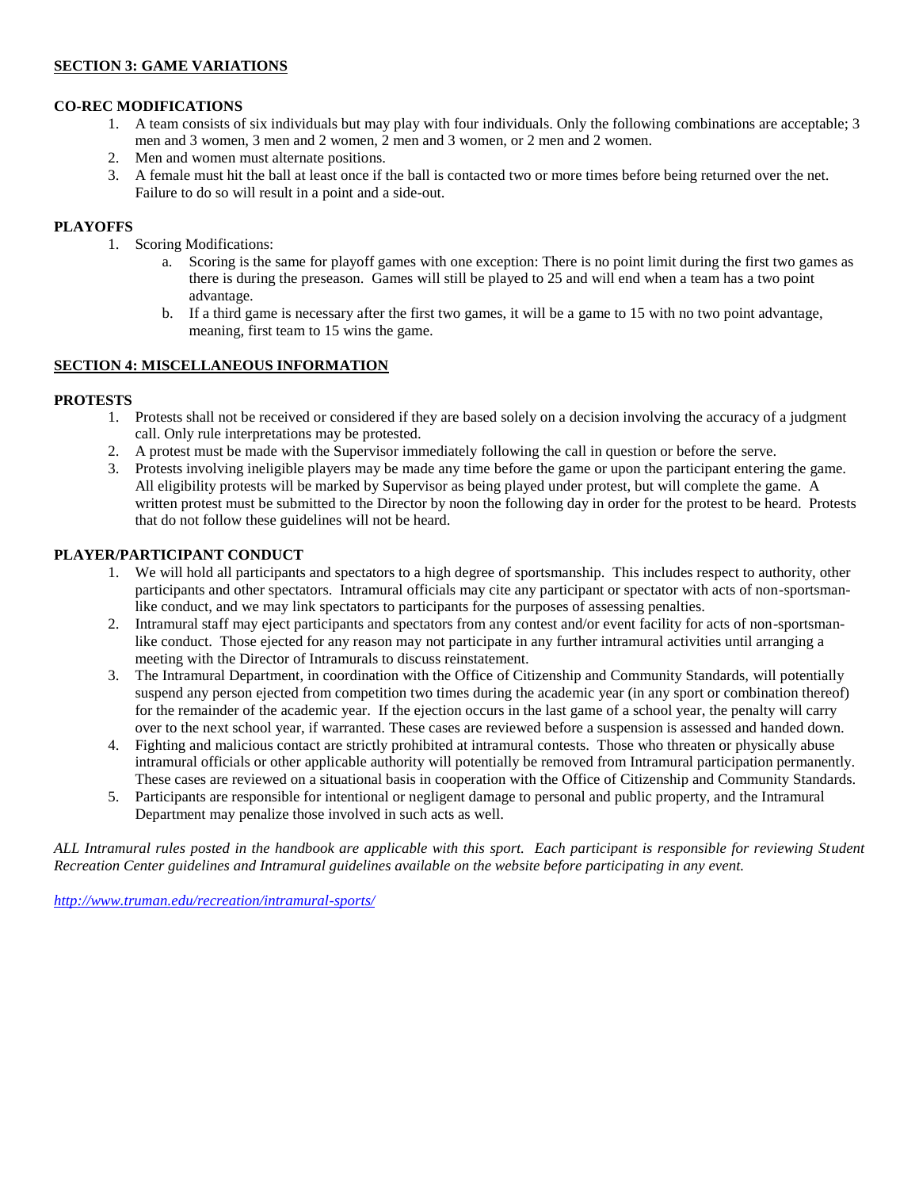## SECTION 3: GAME VARIATIONS

### CO-REC MODIFICATIONS

1. A team consists of six individuals but may play with four individuals. Only the following combinations are acceptable; 3 men and 3 women, 3 men and 2 women, 2 men and 3 women, or 2 men and 2 women.
2. Men and women must alternate positions.
3. A female must hit the ball at least once if the ball is contacted two or more times before being returned over the net. Failure to do so will result in a point and a side-out.

### PLAYOFFS

1. Scoring Modifications:
   a. Scoring is the same for playoff games with one exception: There is no point limit during the first two games as there is during the preseason. Games will still be played to 25 and will end when a team has a two point advantage.
   b. If a third game is necessary after the first two games, it will be a game to 15 with no two point advantage, meaning, first team to 15 wins the game.

## SECTION 4: MISCELLANEOUS INFORMATION

### PROTESTS

1. Protests shall not be received or considered if they are based solely on a decision involving the accuracy of a judgment call. Only rule interpretations may be protested.
2. A protest must be made with the Supervisor immediately following the call in question or before the serve.
3. Protests involving ineligible players may be made any time before the game or upon the participant entering the game. All eligibility protests will be marked by Supervisor as being played under protest, but will complete the game. A written protest must be submitted to the Director by noon the following day in order for the protest to be heard. Protests that do not follow these guidelines will not be heard.

### PLAYER/PARTICIPANT CONDUCT

1. We will hold all participants and spectators to a high degree of sportsmanship. This includes respect to authority, other participants and other spectators. Intramural officials may cite any participant or spectator with acts of non-sportsman-like conduct, and we may link spectators to participants for the purposes of assessing penalties.
2. Intramural staff may eject participants and spectators from any contest and/or event facility for acts of non-sportsman-like conduct. Those ejected for any reason may not participate in any further intramural activities until arranging a meeting with the Director of Intramurals to discuss reinstatement.
3. The Intramural Department, in coordination with the Office of Citizenship and Community Standards, will potentially suspend any person ejected from competition two times during the academic year (in any sport or combination thereof) for the remainder of the academic year. If the ejection occurs in the last game of a school year, the penalty will carry over to the next school year, if warranted. These cases are reviewed before a suspension is assessed and handed down.
4. Fighting and malicious contact are strictly prohibited at intramural contests. Those who threaten or physically abuse intramural officials or other applicable authority will potentially be removed from Intramural participation permanently. These cases are reviewed on a situational basis in cooperation with the Office of Citizenship and Community Standards.
5. Participants are responsible for intentional or negligent damage to personal and public property, and the Intramural Department may penalize those involved in such acts as well.

*ALL Intramural rules posted in the handbook are applicable with this sport. Each participant is responsible for reviewing Student Recreation Center guidelines and Intramural guidelines available on the website before participating in any event.*

*http://www.truman.edu/recreation/intramural-sports/*